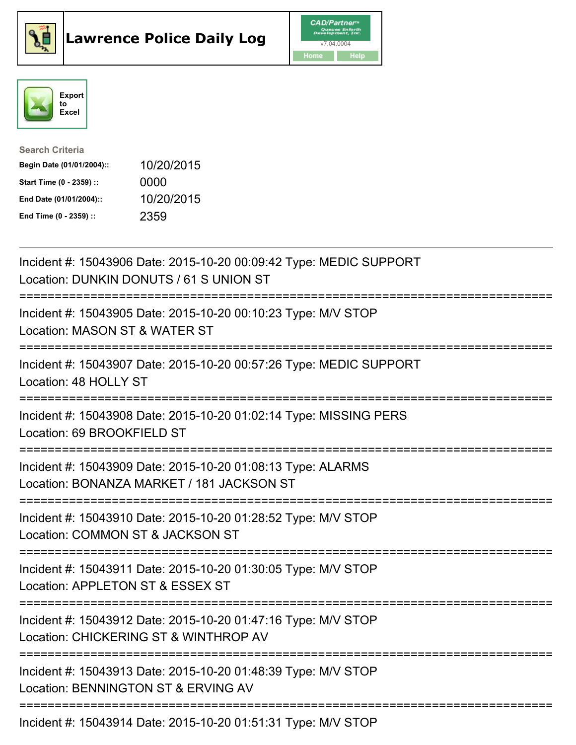# Lawrence Police Daily Log

CAD/Partner
v7.04.0004
Home Help

Export to Excel

**Search Criteria**

| | |
|---|---|
| **Begin Date (01/01/2004)::** | 10/20/2015 |
| **Start Time (0 - 2359) ::** | 0000 |
| **End Date (01/01/2004)::** | 10/20/2015 |
| **End Time (0 - 2359) ::** | 2359 |

---

Incident #: 15043906 Date: 2015-10-20 00:09:42 Type: MEDIC SUPPORT
Location: DUNKIN DONUTS / 61 S UNION ST

===========================================================================

Incident #: 15043905 Date: 2015-10-20 00:10:23 Type: M/V STOP
Location: MASON ST & WATER ST

===========================================================================

Incident #: 15043907 Date: 2015-10-20 00:57:26 Type: MEDIC SUPPORT
Location: 48 HOLLY ST

===========================================================================

Incident #: 15043908 Date: 2015-10-20 01:02:14 Type: MISSING PERS
Location: 69 BROOKFIELD ST

===========================================================================

Incident #: 15043909 Date: 2015-10-20 01:08:13 Type: ALARMS
Location: BONANZA MARKET / 181 JACKSON ST

===========================================================================

Incident #: 15043910 Date: 2015-10-20 01:28:52 Type: M/V STOP
Location: COMMON ST & JACKSON ST

===========================================================================

Incident #: 15043911 Date: 2015-10-20 01:30:05 Type: M/V STOP
Location: APPLETON ST & ESSEX ST

===========================================================================

Incident #: 15043912 Date: 2015-10-20 01:47:16 Type: M/V STOP
Location: CHICKERING ST & WINTHROP AV

===========================================================================

Incident #: 15043913 Date: 2015-10-20 01:48:39 Type: M/V STOP
Location: BENNINGTON ST & ERVING AV

===========================================================================

Incident #: 15043914 Date: 2015-10-20 01:51:31 Type: M/V STOP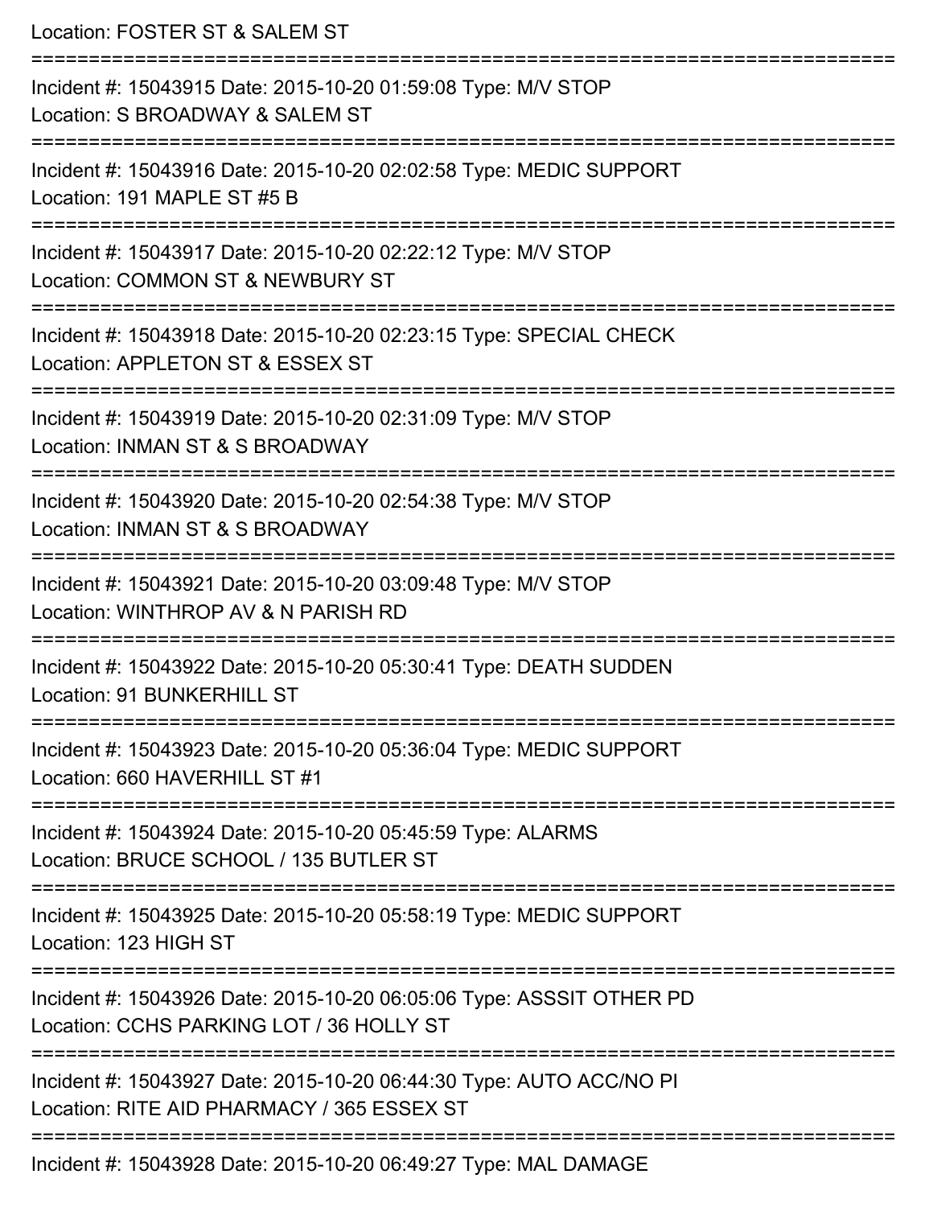Location: FOSTER ST & SALEM ST

===========================================================================

Incident #: 15043915 Date: 2015-10-20 01:59:08 Type: M/V STOP

Location: S BROADWAY & SALEM ST

===========================================================================

Incident #: 15043916 Date: 2015-10-20 02:02:58 Type: MEDIC SUPPORT

Location: 191 MAPLE ST #5 B

===========================================================================

Incident #: 15043917 Date: 2015-10-20 02:22:12 Type: M/V STOP

Location: COMMON ST & NEWBURY ST

===========================================================================

Incident #: 15043918 Date: 2015-10-20 02:23:15 Type: SPECIAL CHECK

Location: APPLETON ST & ESSEX ST

===========================================================================

Incident #: 15043919 Date: 2015-10-20 02:31:09 Type: M/V STOP

Location: INMAN ST & S BROADWAY

===========================================================================

Incident #: 15043920 Date: 2015-10-20 02:54:38 Type: M/V STOP

Location: INMAN ST & S BROADWAY

===========================================================================

Incident #: 15043921 Date: 2015-10-20 03:09:48 Type: M/V STOP

Location: WINTHROP AV & N PARISH RD

===========================================================================

Incident #: 15043922 Date: 2015-10-20 05:30:41 Type: DEATH SUDDEN

Location: 91 BUNKERHILL ST

===========================================================================

Incident #: 15043923 Date: 2015-10-20 05:36:04 Type: MEDIC SUPPORT

Location: 660 HAVERHILL ST #1

===========================================================================

Incident #: 15043924 Date: 2015-10-20 05:45:59 Type: ALARMS

Location: BRUCE SCHOOL / 135 BUTLER ST

===========================================================================

Incident #: 15043925 Date: 2015-10-20 05:58:19 Type: MEDIC SUPPORT

Location: 123 HIGH ST

===========================================================================

Incident #: 15043926 Date: 2015-10-20 06:05:06 Type: ASSSIT OTHER PD

Location: CCHS PARKING LOT / 36 HOLLY ST

===========================================================================

Incident #: 15043927 Date: 2015-10-20 06:44:30 Type: AUTO ACC/NO PI

Location: RITE AID PHARMACY / 365 ESSEX ST

===========================================================================

Incident #: 15043928 Date: 2015-10-20 06:49:27 Type: MAL DAMAGE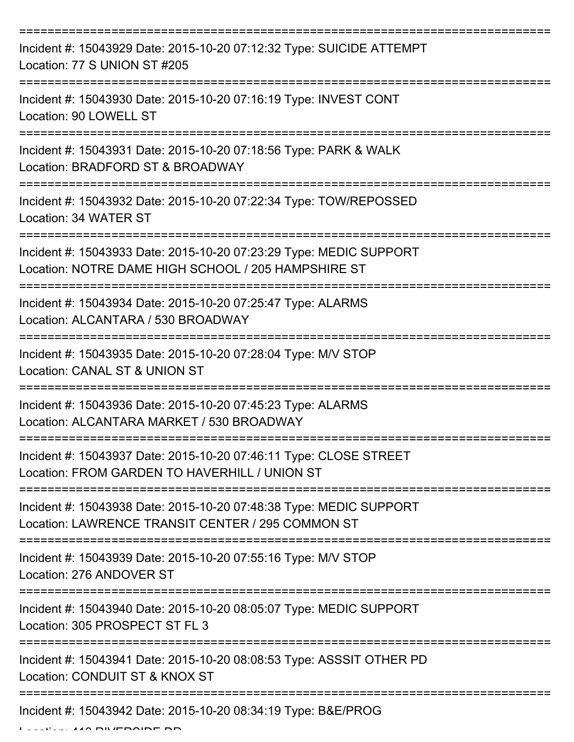===========================================================================

Incident #: 15043929 Date: 2015-10-20 07:12:32 Type: SUICIDE ATTEMPT
Location: 77 S UNION ST #205

===========================================================================

Incident #: 15043930 Date: 2015-10-20 07:16:19 Type: INVEST CONT
Location: 90 LOWELL ST

===========================================================================

Incident #: 15043931 Date: 2015-10-20 07:18:56 Type: PARK & WALK
Location: BRADFORD ST & BROADWAY

===========================================================================

Incident #: 15043932 Date: 2015-10-20 07:22:34 Type: TOW/REPOSSED
Location: 34 WATER ST

===========================================================================

Incident #: 15043933 Date: 2015-10-20 07:23:29 Type: MEDIC SUPPORT
Location: NOTRE DAME HIGH SCHOOL / 205 HAMPSHIRE ST

===========================================================================

Incident #: 15043934 Date: 2015-10-20 07:25:47 Type: ALARMS
Location: ALCANTARA / 530 BROADWAY

===========================================================================

Incident #: 15043935 Date: 2015-10-20 07:28:04 Type: M/V STOP
Location: CANAL ST & UNION ST

===========================================================================

Incident #: 15043936 Date: 2015-10-20 07:45:23 Type: ALARMS
Location: ALCANTARA MARKET / 530 BROADWAY

===========================================================================

Incident #: 15043937 Date: 2015-10-20 07:46:11 Type: CLOSE STREET
Location: FROM GARDEN TO HAVERHILL / UNION ST

===========================================================================

Incident #: 15043938 Date: 2015-10-20 07:48:38 Type: MEDIC SUPPORT
Location: LAWRENCE TRANSIT CENTER / 295 COMMON ST

===========================================================================

Incident #: 15043939 Date: 2015-10-20 07:55:16 Type: M/V STOP
Location: 276 ANDOVER ST

===========================================================================

Incident #: 15043940 Date: 2015-10-20 08:05:07 Type: MEDIC SUPPORT
Location: 305 PROSPECT ST FL 3

===========================================================================

Incident #: 15043941 Date: 2015-10-20 08:08:53 Type: ASSSIT OTHER PD
Location: CONDUIT ST & KNOX ST

===========================================================================

Incident #: 15043942 Date: 2015-10-20 08:34:19 Type: B&E/PROG
Location: 413 RIVERSIDE DR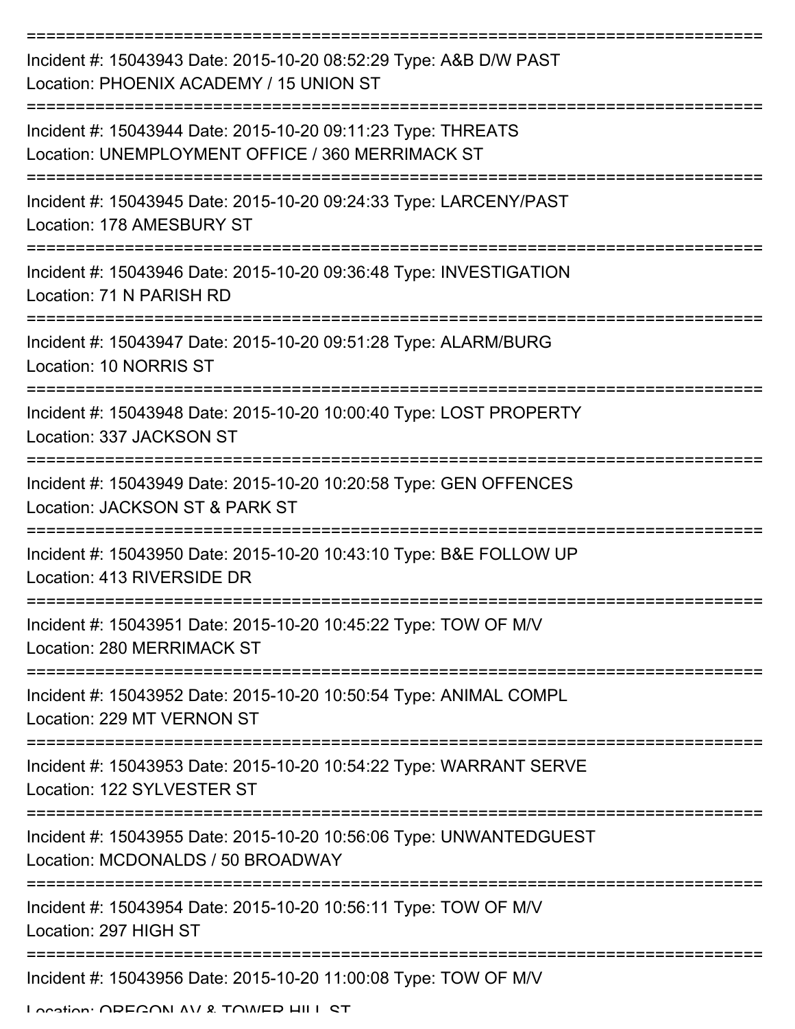===========================================================================

Incident #: 15043943 Date: 2015-10-20 08:52:29 Type: A&B D/W PAST
Location: PHOENIX ACADEMY / 15 UNION ST

===========================================================================

Incident #: 15043944 Date: 2015-10-20 09:11:23 Type: THREATS
Location: UNEMPLOYMENT OFFICE / 360 MERRIMACK ST

===========================================================================

Incident #: 15043945 Date: 2015-10-20 09:24:33 Type: LARCENY/PAST
Location: 178 AMESBURY ST

===========================================================================

Incident #: 15043946 Date: 2015-10-20 09:36:48 Type: INVESTIGATION
Location: 71 N PARISH RD

===========================================================================

Incident #: 15043947 Date: 2015-10-20 09:51:28 Type: ALARM/BURG
Location: 10 NORRIS ST

===========================================================================

Incident #: 15043948 Date: 2015-10-20 10:00:40 Type: LOST PROPERTY
Location: 337 JACKSON ST

===========================================================================

Incident #: 15043949 Date: 2015-10-20 10:20:58 Type: GEN OFFENCES
Location: JACKSON ST & PARK ST

===========================================================================

Incident #: 15043950 Date: 2015-10-20 10:43:10 Type: B&E FOLLOW UP
Location: 413 RIVERSIDE DR

===========================================================================

Incident #: 15043951 Date: 2015-10-20 10:45:22 Type: TOW OF M/V
Location: 280 MERRIMACK ST

===========================================================================

Incident #: 15043952 Date: 2015-10-20 10:50:54 Type: ANIMAL COMPL
Location: 229 MT VERNON ST

===========================================================================

Incident #: 15043953 Date: 2015-10-20 10:54:22 Type: WARRANT SERVE
Location: 122 SYLVESTER ST

===========================================================================

Incident #: 15043955 Date: 2015-10-20 10:56:06 Type: UNWANTEDGUEST
Location: MCDONALDS / 50 BROADWAY

===========================================================================

Incident #: 15043954 Date: 2015-10-20 10:56:11 Type: TOW OF M/V
Location: 297 HIGH ST

===========================================================================

Incident #: 15043956 Date: 2015-10-20 11:00:08 Type: TOW OF M/V
Location: OREGON AV & TOWER HILL ST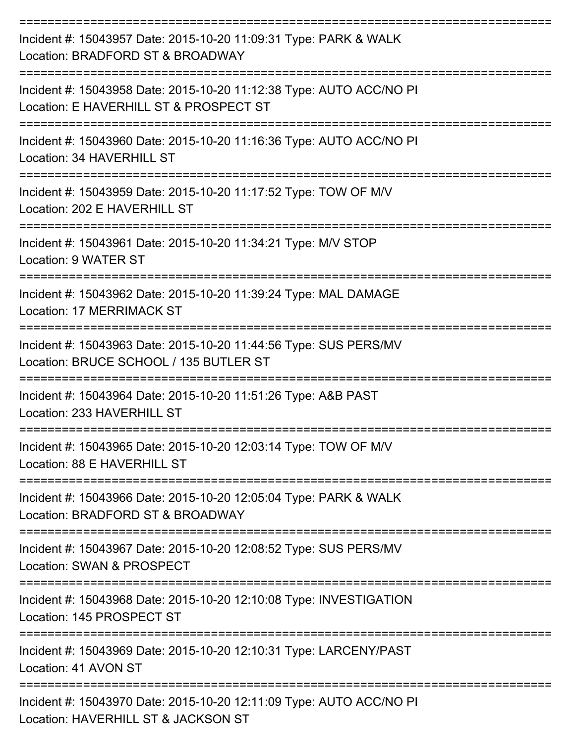===========================================================================

Incident #: 15043957 Date: 2015-10-20 11:09:31 Type: PARK & WALK
Location: BRADFORD ST & BROADWAY

===========================================================================

Incident #: 15043958 Date: 2015-10-20 11:12:38 Type: AUTO ACC/NO PI
Location: E HAVERHILL ST & PROSPECT ST

===========================================================================

Incident #: 15043960 Date: 2015-10-20 11:16:36 Type: AUTO ACC/NO PI
Location: 34 HAVERHILL ST

===========================================================================

Incident #: 15043959 Date: 2015-10-20 11:17:52 Type: TOW OF M/V
Location: 202 E HAVERHILL ST

===========================================================================

Incident #: 15043961 Date: 2015-10-20 11:34:21 Type: M/V STOP
Location: 9 WATER ST

===========================================================================

Incident #: 15043962 Date: 2015-10-20 11:39:24 Type: MAL DAMAGE
Location: 17 MERRIMACK ST

===========================================================================

Incident #: 15043963 Date: 2015-10-20 11:44:56 Type: SUS PERS/MV
Location: BRUCE SCHOOL / 135 BUTLER ST

===========================================================================

Incident #: 15043964 Date: 2015-10-20 11:51:26 Type: A&B PAST
Location: 233 HAVERHILL ST

===========================================================================

Incident #: 15043965 Date: 2015-10-20 12:03:14 Type: TOW OF M/V
Location: 88 E HAVERHILL ST

===========================================================================

Incident #: 15043966 Date: 2015-10-20 12:05:04 Type: PARK & WALK
Location: BRADFORD ST & BROADWAY

===========================================================================

Incident #: 15043967 Date: 2015-10-20 12:08:52 Type: SUS PERS/MV
Location: SWAN & PROSPECT

===========================================================================

Incident #: 15043968 Date: 2015-10-20 12:10:08 Type: INVESTIGATION
Location: 145 PROSPECT ST

===========================================================================

Incident #: 15043969 Date: 2015-10-20 12:10:31 Type: LARCENY/PAST
Location: 41 AVON ST

===========================================================================

Incident #: 15043970 Date: 2015-10-20 12:11:09 Type: AUTO ACC/NO PI
Location: HAVERHILL ST & JACKSON ST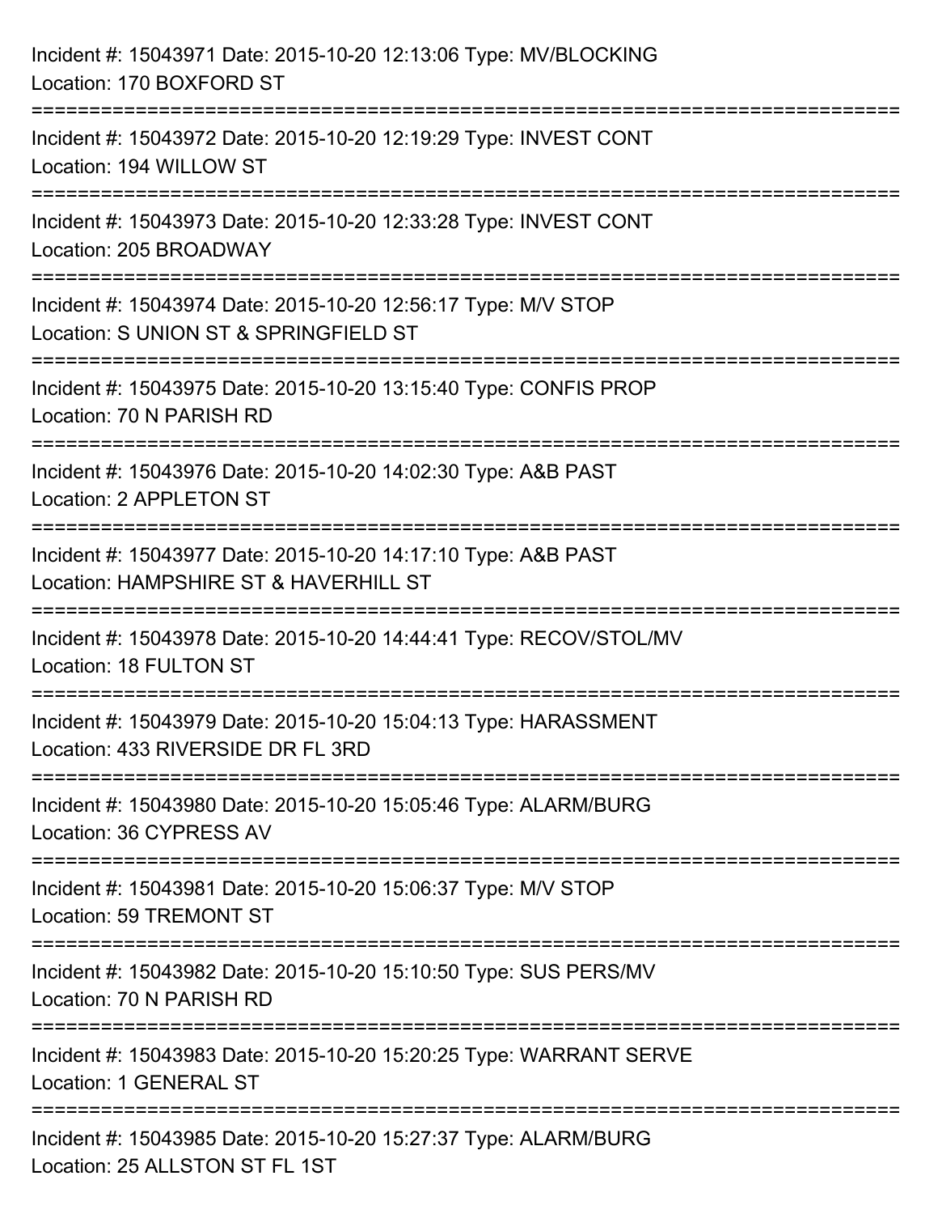Incident #: 15043971 Date: 2015-10-20 12:13:06 Type: MV/BLOCKING
Location: 170 BOXFORD ST

===========================================================================

Incident #: 15043972 Date: 2015-10-20 12:19:29 Type: INVEST CONT
Location: 194 WILLOW ST

===========================================================================

Incident #: 15043973 Date: 2015-10-20 12:33:28 Type: INVEST CONT
Location: 205 BROADWAY

===========================================================================

Incident #: 15043974 Date: 2015-10-20 12:56:17 Type: M/V STOP
Location: S UNION ST & SPRINGFIELD ST

===========================================================================

Incident #: 15043975 Date: 2015-10-20 13:15:40 Type: CONFIS PROP
Location: 70 N PARISH RD

===========================================================================

Incident #: 15043976 Date: 2015-10-20 14:02:30 Type: A&B PAST
Location: 2 APPLETON ST

===========================================================================

Incident #: 15043977 Date: 2015-10-20 14:17:10 Type: A&B PAST
Location: HAMPSHIRE ST & HAVERHILL ST

===========================================================================

Incident #: 15043978 Date: 2015-10-20 14:44:41 Type: RECOV/STOL/MV
Location: 18 FULTON ST

===========================================================================

Incident #: 15043979 Date: 2015-10-20 15:04:13 Type: HARASSMENT
Location: 433 RIVERSIDE DR FL 3RD

===========================================================================

Incident #: 15043980 Date: 2015-10-20 15:05:46 Type: ALARM/BURG
Location: 36 CYPRESS AV

===========================================================================

Incident #: 15043981 Date: 2015-10-20 15:06:37 Type: M/V STOP
Location: 59 TREMONT ST

===========================================================================

Incident #: 15043982 Date: 2015-10-20 15:10:50 Type: SUS PERS/MV
Location: 70 N PARISH RD

===========================================================================

Incident #: 15043983 Date: 2015-10-20 15:20:25 Type: WARRANT SERVE
Location: 1 GENERAL ST

===========================================================================

Incident #: 15043985 Date: 2015-10-20 15:27:37 Type: ALARM/BURG
Location: 25 ALLSTON ST FL 1ST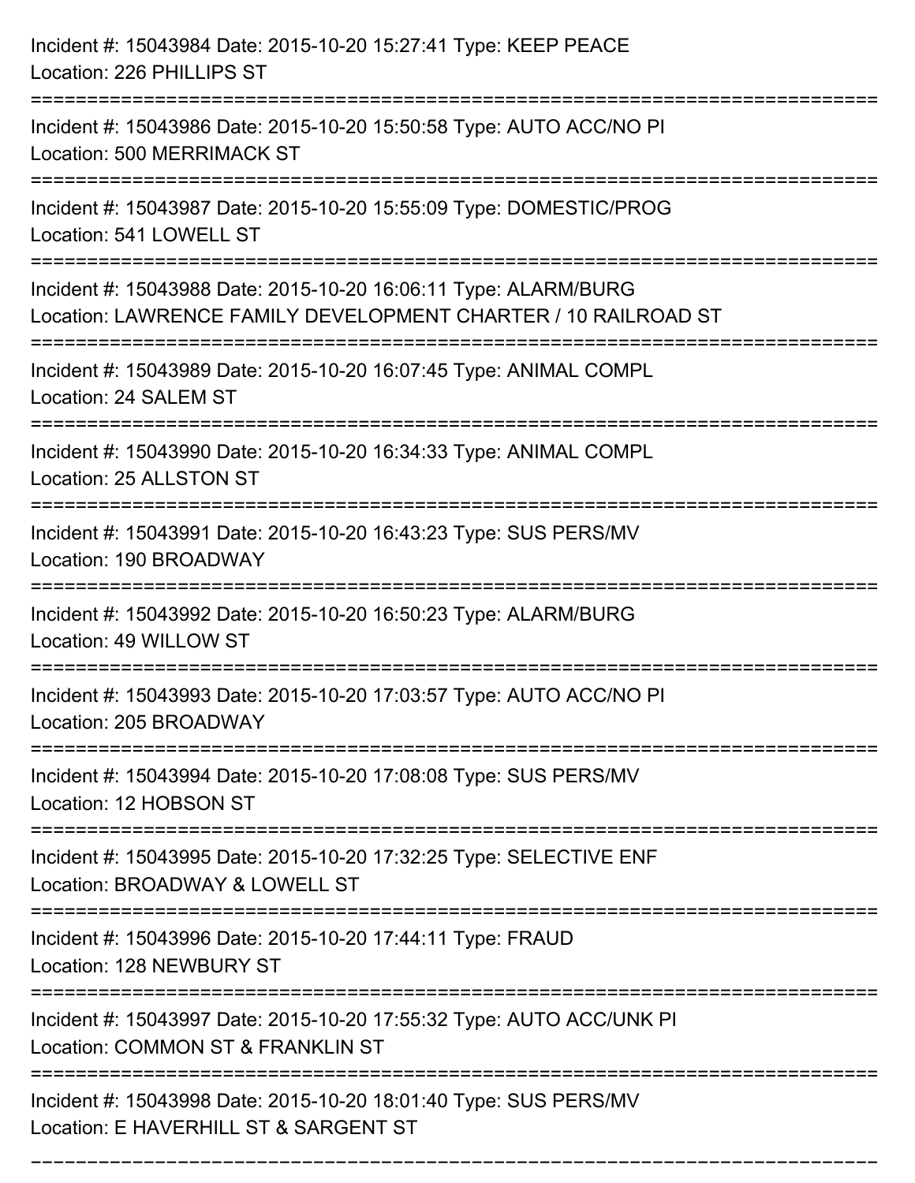Incident #: 15043984 Date: 2015-10-20 15:27:41 Type: KEEP PEACE
Location: 226 PHILLIPS ST

===========================================================================

Incident #: 15043986 Date: 2015-10-20 15:50:58 Type: AUTO ACC/NO PI
Location: 500 MERRIMACK ST

===========================================================================

Incident #: 15043987 Date: 2015-10-20 15:55:09 Type: DOMESTIC/PROG
Location: 541 LOWELL ST

===========================================================================

Incident #: 15043988 Date: 2015-10-20 16:06:11 Type: ALARM/BURG
Location: LAWRENCE FAMILY DEVELOPMENT CHARTER / 10 RAILROAD ST

===========================================================================

Incident #: 15043989 Date: 2015-10-20 16:07:45 Type: ANIMAL COMPL
Location: 24 SALEM ST

===========================================================================

Incident #: 15043990 Date: 2015-10-20 16:34:33 Type: ANIMAL COMPL
Location: 25 ALLSTON ST

===========================================================================

Incident #: 15043991 Date: 2015-10-20 16:43:23 Type: SUS PERS/MV
Location: 190 BROADWAY

===========================================================================

Incident #: 15043992 Date: 2015-10-20 16:50:23 Type: ALARM/BURG
Location: 49 WILLOW ST

===========================================================================

Incident #: 15043993 Date: 2015-10-20 17:03:57 Type: AUTO ACC/NO PI
Location: 205 BROADWAY

===========================================================================

Incident #: 15043994 Date: 2015-10-20 17:08:08 Type: SUS PERS/MV
Location: 12 HOBSON ST

===========================================================================

Incident #: 15043995 Date: 2015-10-20 17:32:25 Type: SELECTIVE ENF
Location: BROADWAY & LOWELL ST

===========================================================================

Incident #: 15043996 Date: 2015-10-20 17:44:11 Type: FRAUD
Location: 128 NEWBURY ST

===========================================================================

Incident #: 15043997 Date: 2015-10-20 17:55:32 Type: AUTO ACC/UNK PI
Location: COMMON ST & FRANKLIN ST

===========================================================================

Incident #: 15043998 Date: 2015-10-20 18:01:40 Type: SUS PERS/MV
Location: E HAVERHILL ST & SARGENT ST

===========================================================================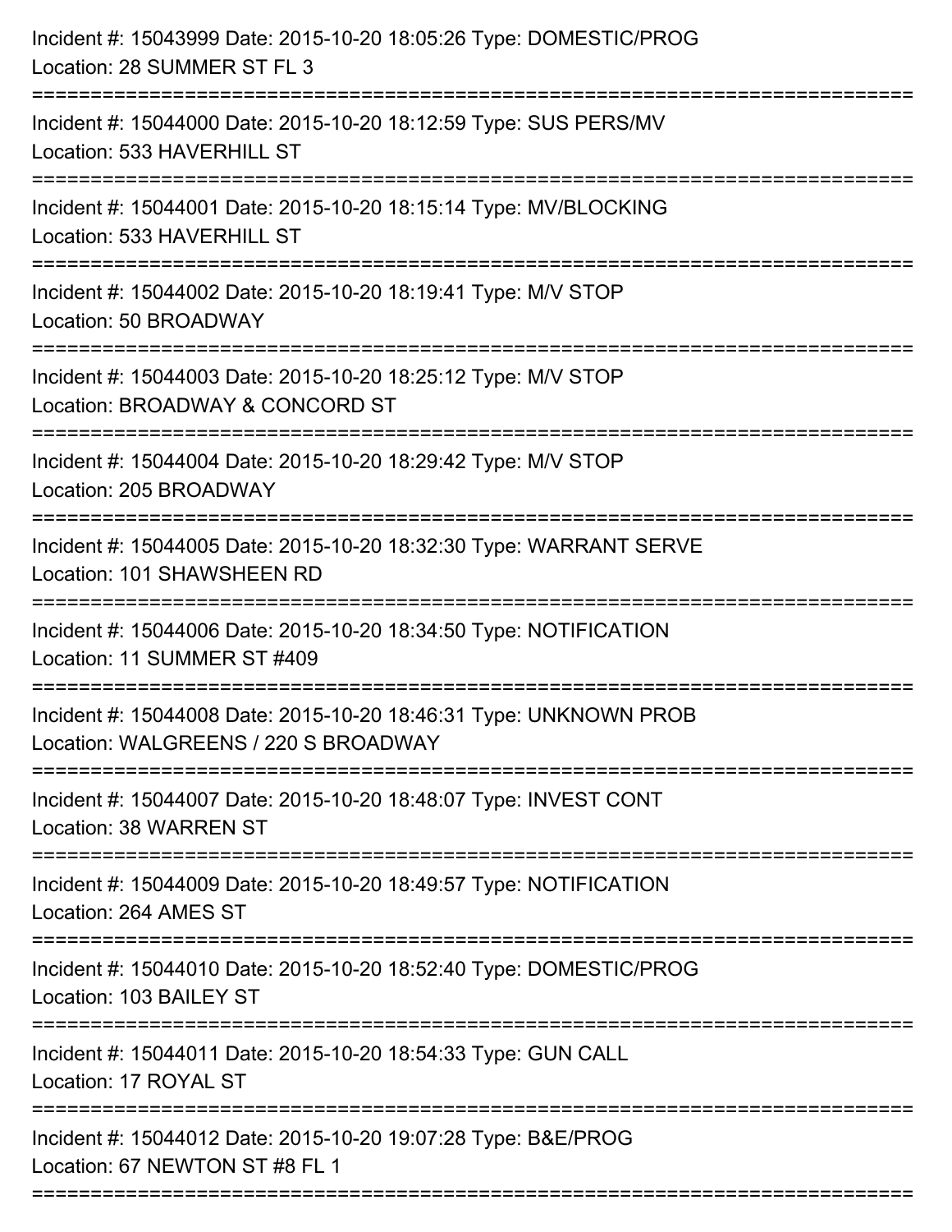Incident #: 15043999 Date: 2015-10-20 18:05:26 Type: DOMESTIC/PROG
Location: 28 SUMMER ST FL 3

===========================================================================

Incident #: 15044000 Date: 2015-10-20 18:12:59 Type: SUS PERS/MV
Location: 533 HAVERHILL ST

===========================================================================

Incident #: 15044001 Date: 2015-10-20 18:15:14 Type: MV/BLOCKING
Location: 533 HAVERHILL ST

===========================================================================

Incident #: 15044002 Date: 2015-10-20 18:19:41 Type: M/V STOP
Location: 50 BROADWAY

===========================================================================

Incident #: 15044003 Date: 2015-10-20 18:25:12 Type: M/V STOP
Location: BROADWAY & CONCORD ST

===========================================================================

Incident #: 15044004 Date: 2015-10-20 18:29:42 Type: M/V STOP
Location: 205 BROADWAY

===========================================================================

Incident #: 15044005 Date: 2015-10-20 18:32:30 Type: WARRANT SERVE
Location: 101 SHAWSHEEN RD

===========================================================================

Incident #: 15044006 Date: 2015-10-20 18:34:50 Type: NOTIFICATION
Location: 11 SUMMER ST #409

===========================================================================

Incident #: 15044008 Date: 2015-10-20 18:46:31 Type: UNKNOWN PROB
Location: WALGREENS / 220 S BROADWAY

===========================================================================

Incident #: 15044007 Date: 2015-10-20 18:48:07 Type: INVEST CONT
Location: 38 WARREN ST

===========================================================================

Incident #: 15044009 Date: 2015-10-20 18:49:57 Type: NOTIFICATION
Location: 264 AMES ST

===========================================================================

Incident #: 15044010 Date: 2015-10-20 18:52:40 Type: DOMESTIC/PROG
Location: 103 BAILEY ST

===========================================================================

Incident #: 15044011 Date: 2015-10-20 18:54:33 Type: GUN CALL
Location: 17 ROYAL ST

===========================================================================

Incident #: 15044012 Date: 2015-10-20 19:07:28 Type: B&E/PROG
Location: 67 NEWTON ST #8 FL 1

===========================================================================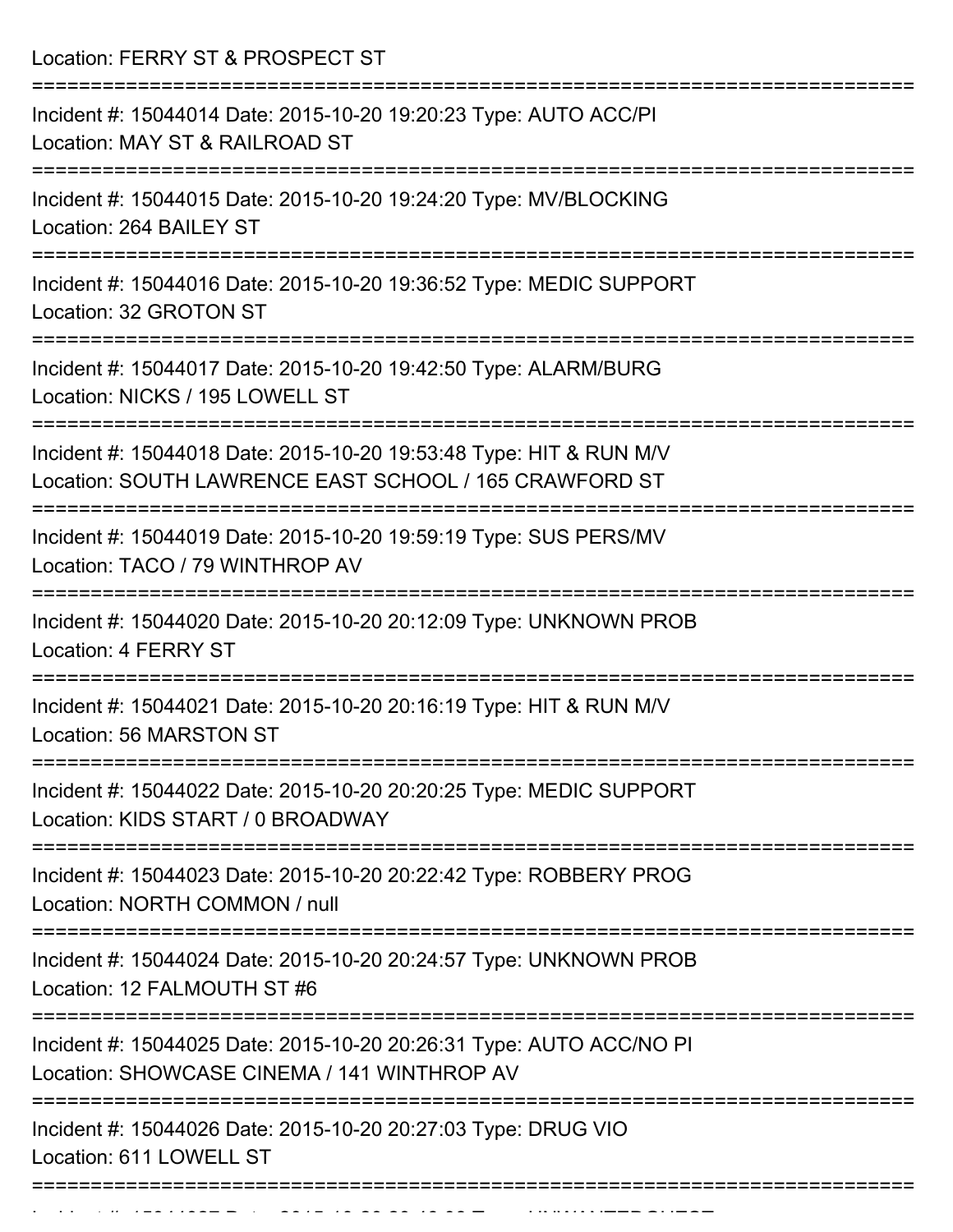Location: FERRY ST & PROSPECT ST

===========================================================================

Incident #: 15044014 Date: 2015-10-20 19:20:23 Type: AUTO ACC/PI
Location: MAY ST & RAILROAD ST

===========================================================================

Incident #: 15044015 Date: 2015-10-20 19:24:20 Type: MV/BLOCKING
Location: 264 BAILEY ST

===========================================================================

Incident #: 15044016 Date: 2015-10-20 19:36:52 Type: MEDIC SUPPORT
Location: 32 GROTON ST

===========================================================================

Incident #: 15044017 Date: 2015-10-20 19:42:50 Type: ALARM/BURG
Location: NICKS / 195 LOWELL ST

===========================================================================

Incident #: 15044018 Date: 2015-10-20 19:53:48 Type: HIT & RUN M/V
Location: SOUTH LAWRENCE EAST SCHOOL / 165 CRAWFORD ST

===========================================================================

Incident #: 15044019 Date: 2015-10-20 19:59:19 Type: SUS PERS/MV
Location: TACO / 79 WINTHROP AV

===========================================================================

Incident #: 15044020 Date: 2015-10-20 20:12:09 Type: UNKNOWN PROB
Location: 4 FERRY ST

===========================================================================

Incident #: 15044021 Date: 2015-10-20 20:16:19 Type: HIT & RUN M/V
Location: 56 MARSTON ST

===========================================================================

Incident #: 15044022 Date: 2015-10-20 20:20:25 Type: MEDIC SUPPORT
Location: KIDS START / 0 BROADWAY

===========================================================================

Incident #: 15044023 Date: 2015-10-20 20:22:42 Type: ROBBERY PROG
Location: NORTH COMMON / null

===========================================================================

Incident #: 15044024 Date: 2015-10-20 20:24:57 Type: UNKNOWN PROB
Location: 12 FALMOUTH ST #6

===========================================================================

Incident #: 15044025 Date: 2015-10-20 20:26:31 Type: AUTO ACC/NO PI
Location: SHOWCASE CINEMA / 141 WINTHROP AV

===========================================================================

Incident #: 15044026 Date: 2015-10-20 20:27:03 Type: DRUG VIO
Location: 611 LOWELL ST

===========================================================================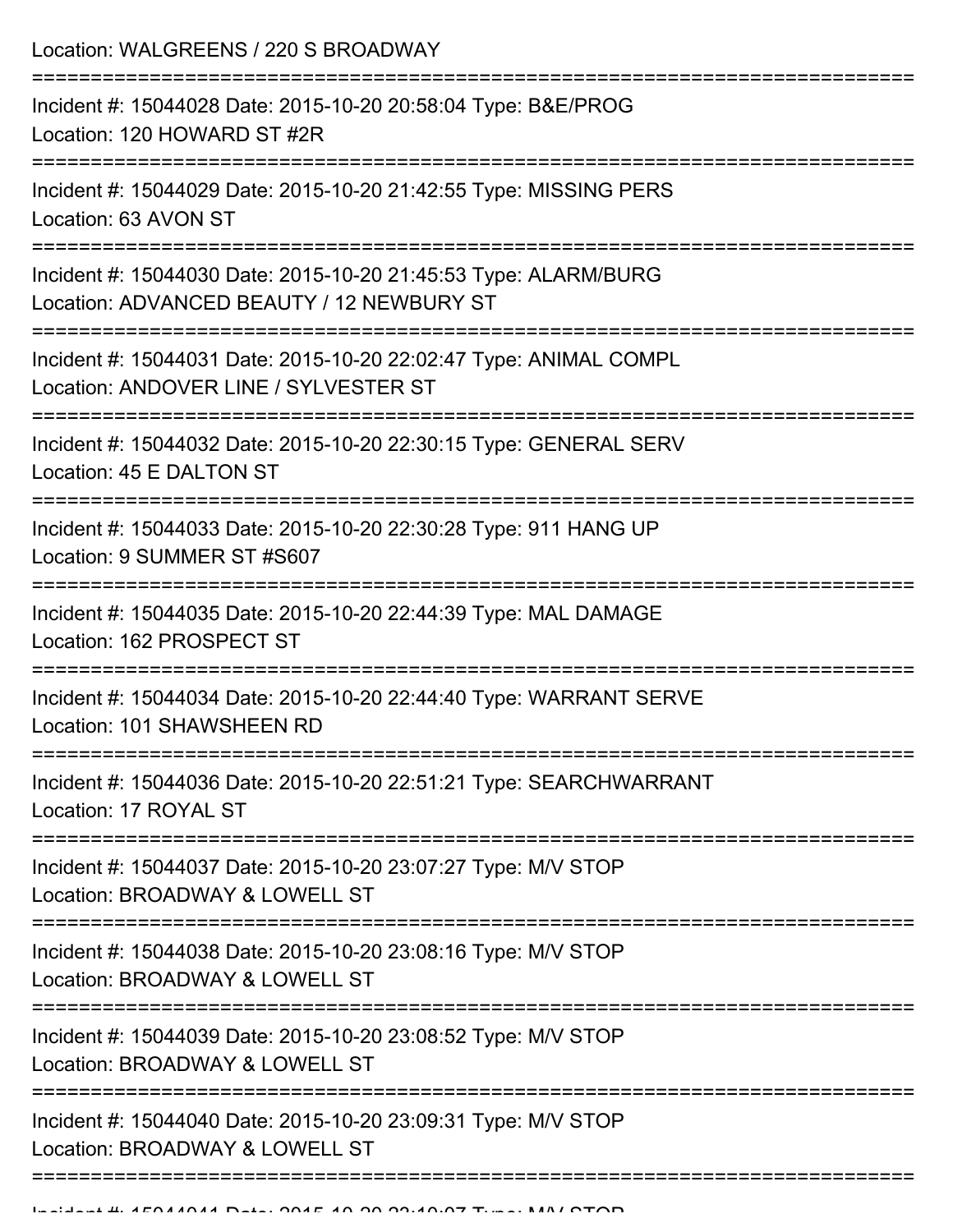Location: WALGREENS / 220 S BROADWAY

===========================================================================

Incident #: 15044028 Date: 2015-10-20 20:58:04 Type: B&E/PROG
Location: 120 HOWARD ST #2R

===========================================================================

Incident #: 15044029 Date: 2015-10-20 21:42:55 Type: MISSING PERS
Location: 63 AVON ST

===========================================================================

Incident #: 15044030 Date: 2015-10-20 21:45:53 Type: ALARM/BURG
Location: ADVANCED BEAUTY / 12 NEWBURY ST

===========================================================================

Incident #: 15044031 Date: 2015-10-20 22:02:47 Type: ANIMAL COMPL
Location: ANDOVER LINE / SYLVESTER ST

===========================================================================

Incident #: 15044032 Date: 2015-10-20 22:30:15 Type: GENERAL SERV
Location: 45 E DALTON ST

===========================================================================

Incident #: 15044033 Date: 2015-10-20 22:30:28 Type: 911 HANG UP
Location: 9 SUMMER ST #S607

===========================================================================

Incident #: 15044035 Date: 2015-10-20 22:44:39 Type: MAL DAMAGE
Location: 162 PROSPECT ST

===========================================================================

Incident #: 15044034 Date: 2015-10-20 22:44:40 Type: WARRANT SERVE
Location: 101 SHAWSHEEN RD

===========================================================================

Incident #: 15044036 Date: 2015-10-20 22:51:21 Type: SEARCHWARRANT
Location: 17 ROYAL ST

===========================================================================

Incident #: 15044037 Date: 2015-10-20 23:07:27 Type: M/V STOP
Location: BROADWAY & LOWELL ST

===========================================================================

Incident #: 15044038 Date: 2015-10-20 23:08:16 Type: M/V STOP
Location: BROADWAY & LOWELL ST

===========================================================================

Incident #: 15044039 Date: 2015-10-20 23:08:52 Type: M/V STOP
Location: BROADWAY & LOWELL ST

===========================================================================

Incident #: 15044040 Date: 2015-10-20 23:09:31 Type: M/V STOP
Location: BROADWAY & LOWELL ST

===========================================================================

Incident #: 15044041 Date: 2015-10-20 23:10:07 Type: M/V STOP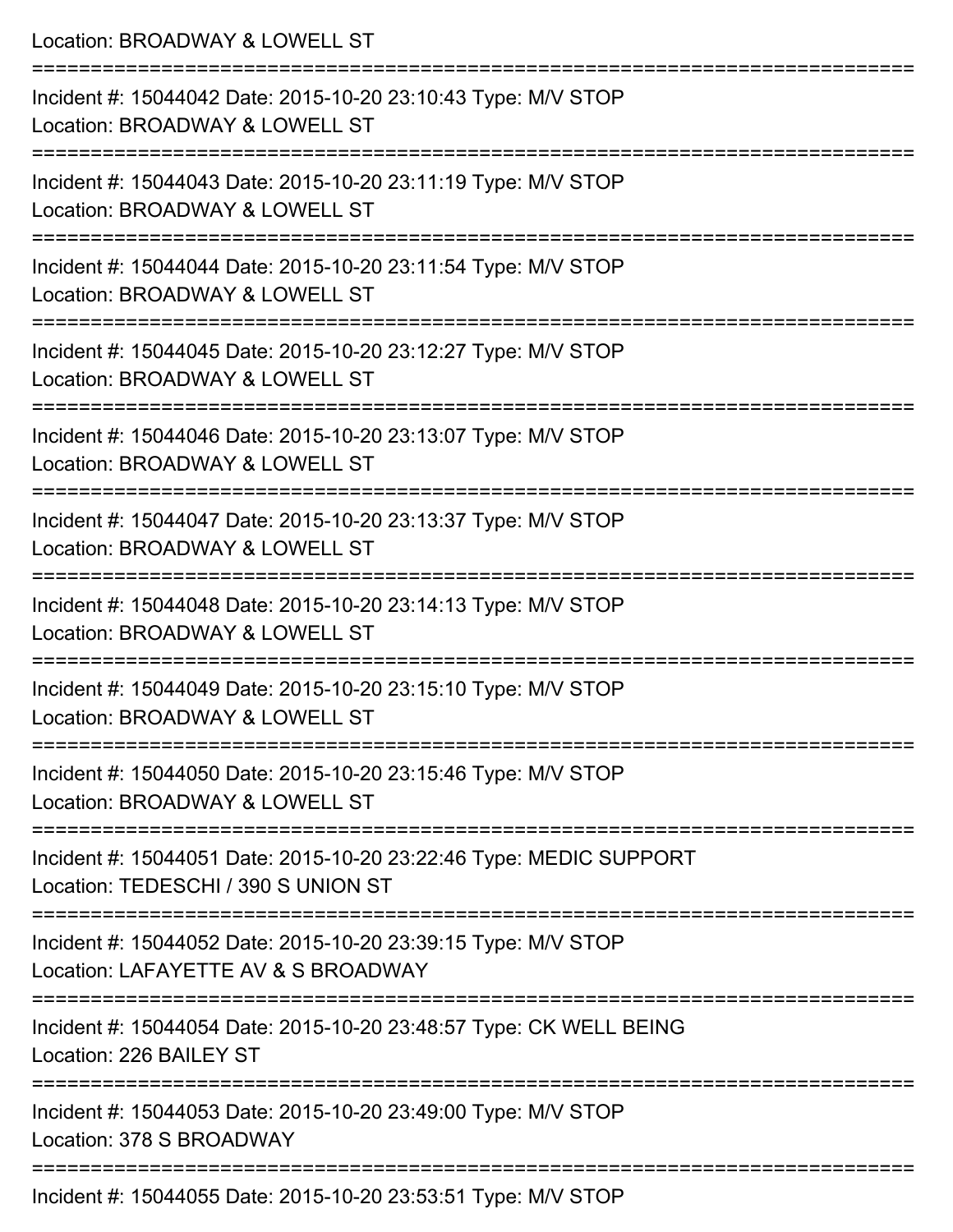Location: BROADWAY & LOWELL ST

===========================================================================

Incident #: 15044042 Date: 2015-10-20 23:10:43 Type: M/V STOP
Location: BROADWAY & LOWELL ST

===========================================================================

Incident #: 15044043 Date: 2015-10-20 23:11:19 Type: M/V STOP
Location: BROADWAY & LOWELL ST

===========================================================================

Incident #: 15044044 Date: 2015-10-20 23:11:54 Type: M/V STOP
Location: BROADWAY & LOWELL ST

===========================================================================

Incident #: 15044045 Date: 2015-10-20 23:12:27 Type: M/V STOP
Location: BROADWAY & LOWELL ST

===========================================================================

Incident #: 15044046 Date: 2015-10-20 23:13:07 Type: M/V STOP
Location: BROADWAY & LOWELL ST

===========================================================================

Incident #: 15044047 Date: 2015-10-20 23:13:37 Type: M/V STOP
Location: BROADWAY & LOWELL ST

===========================================================================

Incident #: 15044048 Date: 2015-10-20 23:14:13 Type: M/V STOP
Location: BROADWAY & LOWELL ST

===========================================================================

Incident #: 15044049 Date: 2015-10-20 23:15:10 Type: M/V STOP
Location: BROADWAY & LOWELL ST

===========================================================================

Incident #: 15044050 Date: 2015-10-20 23:15:46 Type: M/V STOP
Location: BROADWAY & LOWELL ST

===========================================================================

Incident #: 15044051 Date: 2015-10-20 23:22:46 Type: MEDIC SUPPORT
Location: TEDESCHI / 390 S UNION ST

===========================================================================

Incident #: 15044052 Date: 2015-10-20 23:39:15 Type: M/V STOP
Location: LAFAYETTE AV & S BROADWAY

===========================================================================

Incident #: 15044054 Date: 2015-10-20 23:48:57 Type: CK WELL BEING
Location: 226 BAILEY ST

===========================================================================

Incident #: 15044053 Date: 2015-10-20 23:49:00 Type: M/V STOP
Location: 378 S BROADWAY

===========================================================================

Incident #: 15044055 Date: 2015-10-20 23:53:51 Type: M/V STOP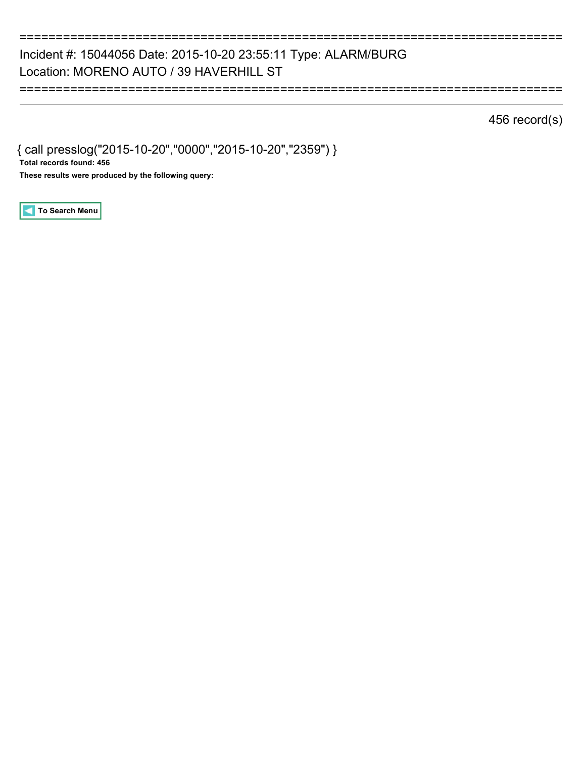===========================================================================

Incident #: 15044056 Date: 2015-10-20 23:55:11 Type: ALARM/BURG
Location: MORENO AUTO / 39 HAVERHILL ST

===========================================================================

---

456 record(s)

{ call presslog("2015-10-20","0000","2015-10-20","2359") }

**Total records found: 456**

**These results were produced by the following query:**

**To Search Menu**